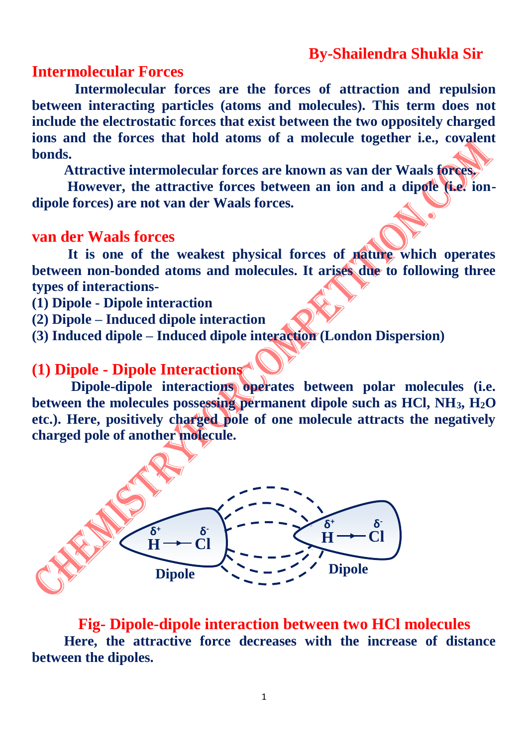**By-Shailendra Shukla Sir**

## Intermolecular Forces

**Intermolecular forces are the forces of attraction and repulsion between interacting particles (atoms and molecules). This term does not include the electrostatic forces that exist between the two oppositely charged ions and the forces that hold atoms of a molecule together i.e., covalent bonds.**

**Attractive intermolecular forces are known as van der Waals forces.**

**However, the attractive forces between an ion and a dipole (i.e. ion-dipole forces) are not van der Waals forces.**

## van der Waals forces

**It is one of the weakest physical forces of nature which operates between non-bonded atoms and molecules. It arises due to following three types of interactions-**

**(1) Dipole - Dipole interaction**

**(2) Dipole – Induced dipole interaction**

**(3) Induced dipole – Induced dipole interaction (London Dispersion)**

## (1) Dipole - Dipole Interactions

**Dipole-dipole interactions operates between polar molecules (i.e. between the molecules possessing permanent dipole such as HCl, $NH_3$, $H_2O$ etc.). Here, positively charged pole of one molecule attracts the negatively charged pole of another molecule.**

$\delta^+$ H → Cl $\delta^-$ (Dipole) &nbsp;&nbsp;&nbsp; $\delta^+$ H → Cl $\delta^-$ (Dipole)

**Fig- Dipole-dipole interaction between two HCl molecules**

**Here, the attractive force decreases with the increase of distance between the dipoles.**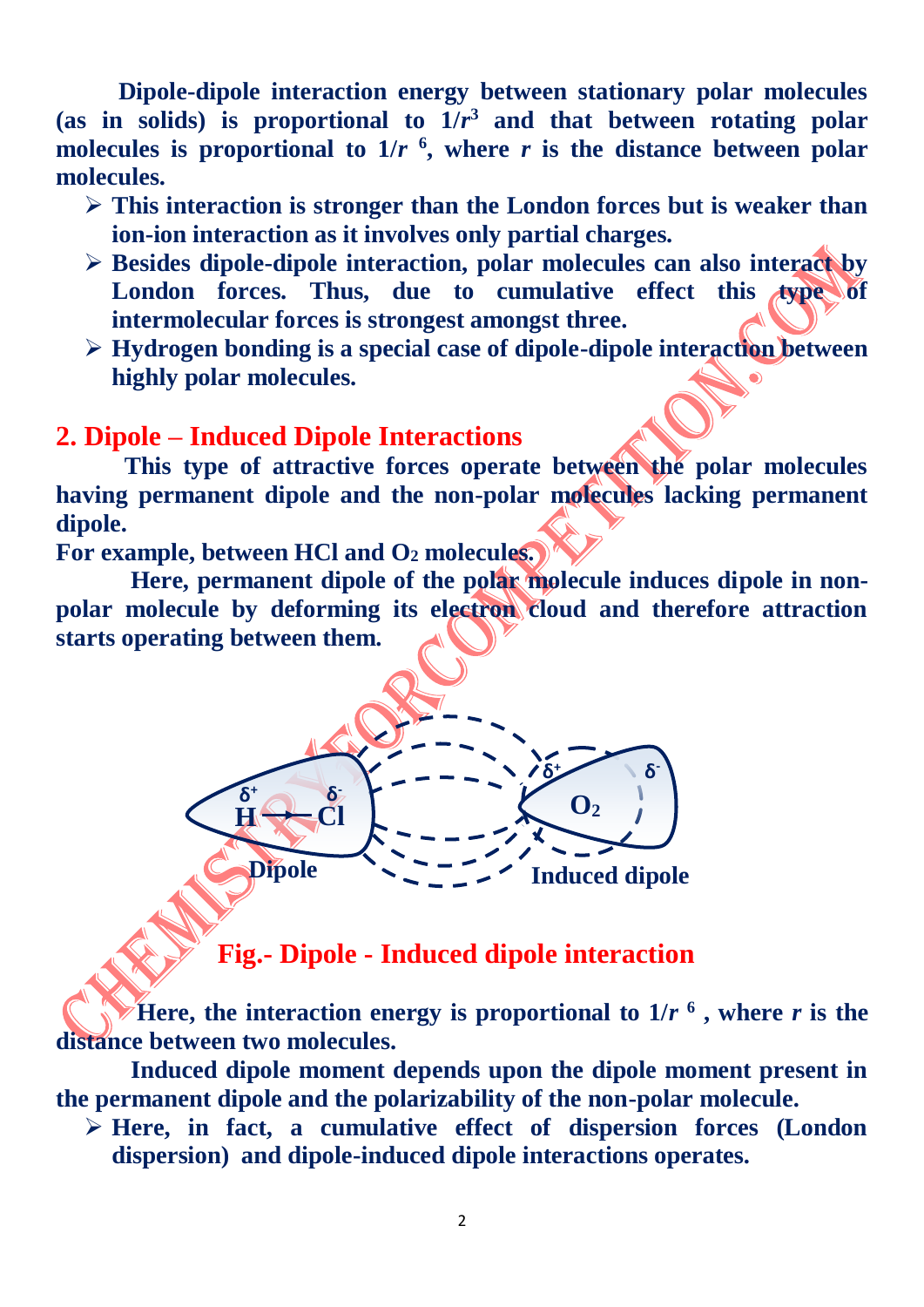**Dipole-dipole interaction energy between stationary polar molecules (as in solids) is proportional to $1/r^3$ and that between rotating polar molecules is proportional to $1/r^6$, where $r$ is the distance between polar molecules.**

- **This interaction is stronger than the London forces but is weaker than ion-ion interaction as it involves only partial charges.**
- **Besides dipole-dipole interaction, polar molecules can also interact by London forces. Thus, due to cumulative effect this type of intermolecular forces is strongest amongst three.**
- **Hydrogen bonding is a special case of dipole-dipole interaction between highly polar molecules.**

## 2. Dipole – Induced Dipole Interactions

**This type of attractive forces operate between the polar molecules having permanent dipole and the non-polar molecules lacking permanent dipole.**

**For example, between HCl and $O_2$ molecules.**

**Here, permanent dipole of the polar molecule induces dipole in non-polar molecule by deforming its electron cloud and therefore attraction starts operating between them.**

$\delta^+$ H → Cl $\delta^-$ (Dipole) $\delta^+$ $O_2$ $\delta^-$ (Induced dipole)

**Fig.- Dipole - Induced dipole interaction**

**Here, the interaction energy is proportional to $1/r^6$, where $r$ is the distance between two molecules.**

**Induced dipole moment depends upon the dipole moment present in the permanent dipole and the polarizability of the non-polar molecule.**

- **Here, in fact, a cumulative effect of dispersion forces (London dispersion) and dipole-induced dipole interactions operates.**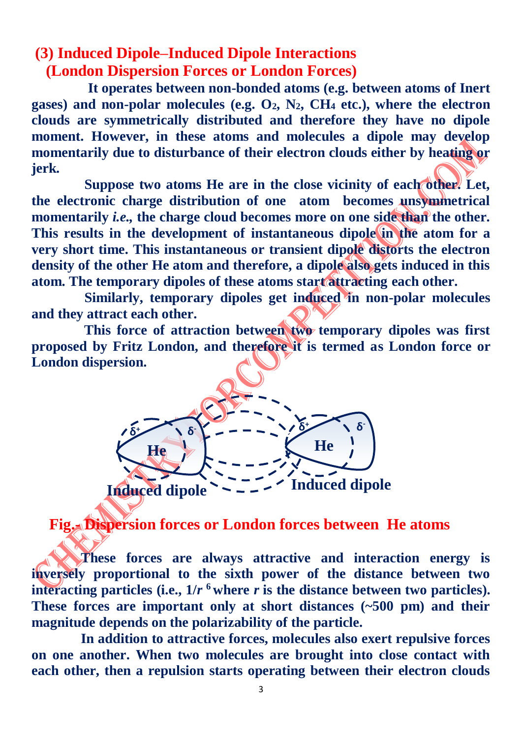## (3) Induced Dipole–Induced Dipole Interactions (London Dispersion Forces or London Forces)

**It operates between non-bonded atoms (e.g. between atoms of Inert gases) and non-polar molecules (e.g. $O_2$, $N_2$, $CH_4$ etc.), where the electron clouds are symmetrically distributed and therefore they have no dipole moment. However, in these atoms and molecules a dipole may develop momentarily due to disturbance of their electron clouds either by heating or jerk.**

**Suppose two atoms He are in the close vicinity of each other. Let, the electronic charge distribution of one atom becomes unsymmetrical momentarily *i.e.*, the charge cloud becomes more on one side than the other. This results in the development of instantaneous dipole in the atom for a very short time. This instantaneous or transient dipole distorts the electron density of the other He atom and therefore, a dipole also gets induced in this atom. The temporary dipoles of these atoms start attracting each other.**

**Similarly, temporary dipoles get induced in non-polar molecules and they attract each other.**

**This force of attraction between two temporary dipoles was first proposed by Fritz London, and therefore it is termed as London force or London dispersion.**

$\delta^+$ He $\delta^-$ &nbsp;&nbsp;&nbsp; $\delta^+$ He $\delta^-$

Induced dipole &nbsp;&nbsp;&nbsp; Induced dipole

**Fig.- Dispersion forces or London forces between He atoms**

**These forces are always attractive and interaction energy is inversely proportional to the sixth power of the distance between two interacting particles (i.e., $1/r^6$ where $r$ is the distance between two particles). These forces are important only at short distances (~500 pm) and their magnitude depends on the polarizability of the particle.**

**In addition to attractive forces, molecules also exert repulsive forces on one another. When two molecules are brought into close contact with each other, then a repulsion starts operating between their electron clouds**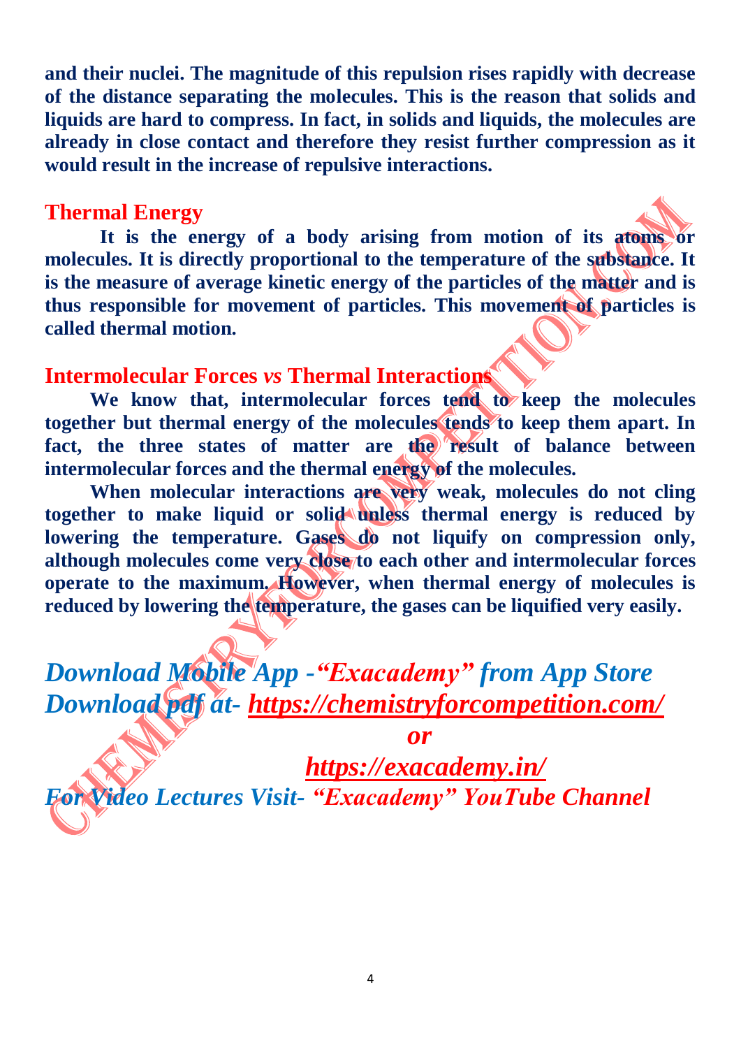**and their nuclei. The magnitude of this repulsion rises rapidly with decrease of the distance separating the molecules. This is the reason that solids and liquids are hard to compress. In fact, in solids and liquids, the molecules are already in close contact and therefore they resist further compression as it would result in the increase of repulsive interactions.**

## Thermal Energy

**It is the energy of a body arising from motion of its atoms or molecules. It is directly proportional to the temperature of the substance. It is the measure of average kinetic energy of the particles of the matter and is thus responsible for movement of particles. This movement of particles is called thermal motion.**

## Intermolecular Forces *vs* Thermal Interactions

**We know that, intermolecular forces tend to keep the molecules together but thermal energy of the molecules tends to keep them apart. In fact, the three states of matter are the result of balance between intermolecular forces and the thermal energy of the molecules.**

**When molecular interactions are very weak, molecules do not cling together to make liquid or solid unless thermal energy is reduced by lowering the temperature. Gases do not liquify on compression only, although molecules come very close to each other and intermolecular forces operate to the maximum. However, when thermal energy of molecules is reduced by lowering the temperature, the gases can be liquified very easily.**

***Download Mobile App -"Exacademy" from App Store***
***Download pdf at- https://chemistryforcompetition.com/***

***or***

***https://exacademy.in/***

***For Video Lectures Visit- "Exacademy" YouTube Channel***